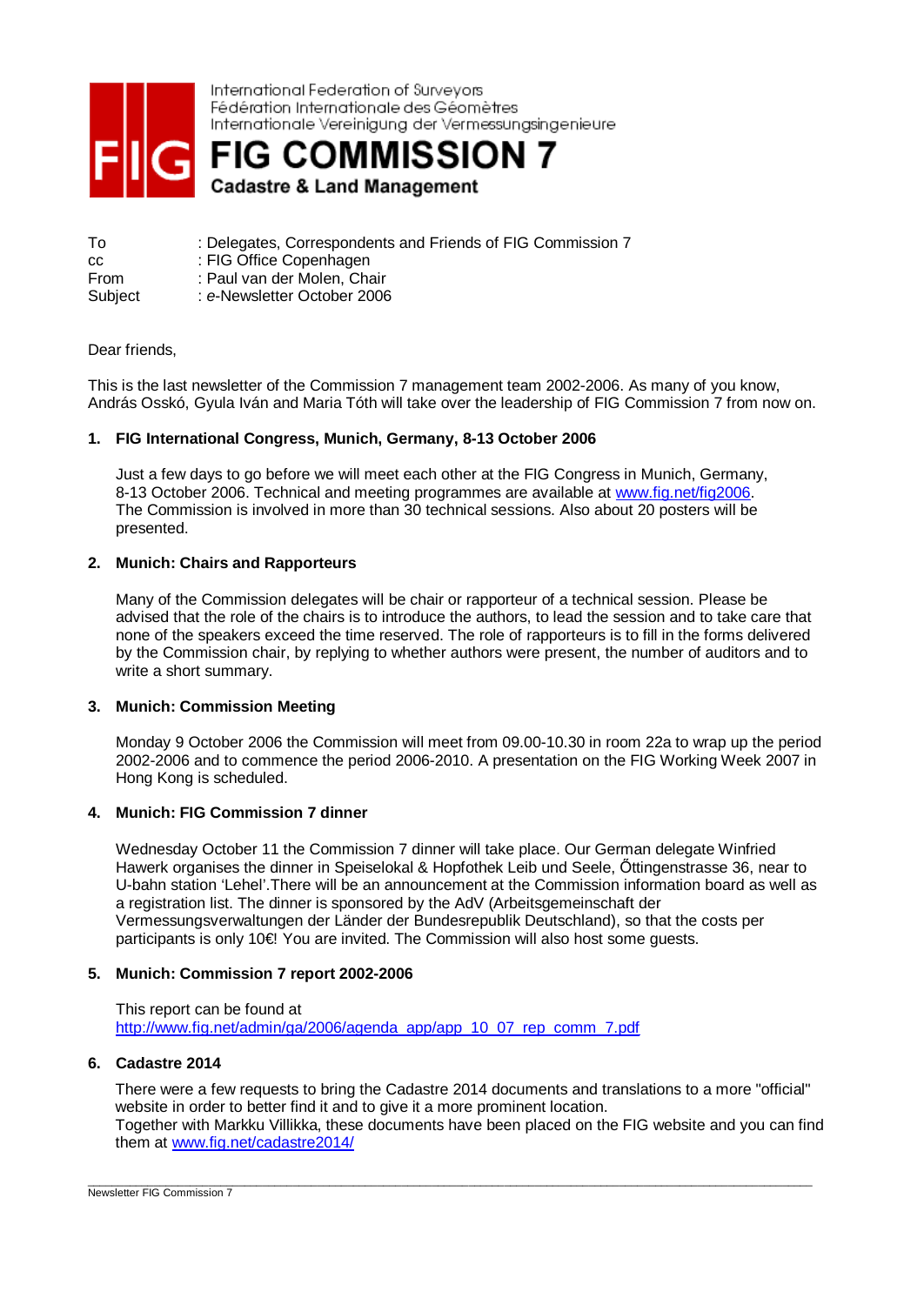International Federation of Surveyors
Fédération Internationale des Géomètres
Internationale Vereinigung der Vermessungsingenieure

# FIG COMMISSION 7

**Cadastre & Land Management**

To : Delegates, Correspondents and Friends of FIG Commission 7
cc : FIG Office Copenhagen
From : Paul van der Molen, Chair
Subject : *e*-Newsletter October 2006

Dear friends,

This is the last newsletter of the Commission 7 management team 2002-2006. As many of you know, András Osskó, Gyula Iván and Maria Tóth will take over the leadership of FIG Commission 7 from now on.

**1. FIG International Congress, Munich, Germany, 8-13 October 2006**

Just a few days to go before we will meet each other at the FIG Congress in Munich, Germany, 8-13 October 2006. Technical and meeting programmes are available at [www.fig.net/fig2006](www.fig.net/fig2006). The Commission is involved in more than 30 technical sessions. Also about 20 posters will be presented.

**2. Munich: Chairs and Rapporteurs**

Many of the Commission delegates will be chair or rapporteur of a technical session. Please be advised that the role of the chairs is to introduce the authors, to lead the session and to take care that none of the speakers exceed the time reserved. The role of rapporteurs is to fill in the forms delivered by the Commission chair, by replying to whether authors were present, the number of auditors and to write a short summary.

**3. Munich: Commission Meeting**

Monday 9 October 2006 the Commission will meet from 09.00-10.30 in room 22a to wrap up the period 2002-2006 and to commence the period 2006-2010. A presentation on the FIG Working Week 2007 in Hong Kong is scheduled.

**4. Munich: FIG Commission 7 dinner**

Wednesday October 11 the Commission 7 dinner will take place. Our German delegate Winfried Hawerk organises the dinner in Speiselokal & Hopfothek Leib und Seele, Őttingenstrasse 36, near to U-bahn station 'Lehel'.There will be an announcement at the Commission information board as well as a registration list. The dinner is sponsored by the AdV (Arbeitsgemeinschaft der Vermessungsverwaltungen der Länder der Bundesrepublik Deutschland), so that the costs per participants is only 10€! You are invited. The Commission will also host some guests.

**5. Munich: Commission 7 report 2002-2006**

This report can be found at
[http://www.fig.net/admin/ga/2006/agenda_app/app_10_07_rep_comm_7.pdf](http://www.fig.net/admin/ga/2006/agenda_app/app_10_07_rep_comm_7.pdf)

**6. Cadastre 2014**

There were a few requests to bring the Cadastre 2014 documents and translations to a more "official" website in order to better find it and to give it a more prominent location.
Together with Markku Villikka, these documents have been placed on the FIG website and you can find them at [www.fig.net/cadastre2014/](www.fig.net/cadastre2014/)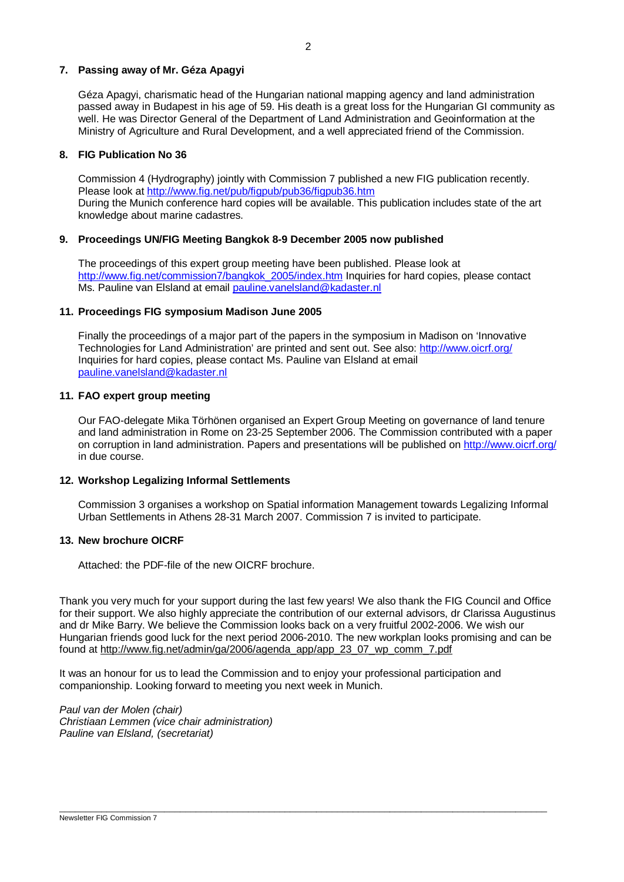## 7. Passing away of Mr. Géza Apagyi

Géza Apagyi, charismatic head of the Hungarian national mapping agency and land administration passed away in Budapest in his age of 59. His death is a great loss for the Hungarian GI community as well. He was Director General of the Department of Land Administration and Geoinformation at the Ministry of Agriculture and Rural Development, and a well appreciated friend of the Commission.

## 8. FIG Publication No 36

Commission 4 (Hydrography) jointly with Commission 7 published a new FIG publication recently. Please look at http://www.fig.net/pub/figpub/pub36/figpub36.htm
During the Munich conference hard copies will be available. This publication includes state of the art knowledge about marine cadastres.

## 9. Proceedings UN/FIG Meeting Bangkok 8-9 December 2005 now published

The proceedings of this expert group meeting have been published. Please look at http://www.fig.net/commission7/bangkok_2005/index.htm Inquiries for hard copies, please contact Ms. Pauline van Elsland at email pauline.vanelsland@kadaster.nl

## 11. Proceedings FIG symposium Madison June 2005

Finally the proceedings of a major part of the papers in the symposium in Madison on 'Innovative Technologies for Land Administration' are printed and sent out. See also: http://www.oicrf.org/
Inquiries for hard copies, please contact Ms. Pauline van Elsland at email pauline.vanelsland@kadaster.nl

## 11. FAO expert group meeting

Our FAO-delegate Mika Törhönen organised an Expert Group Meeting on governance of land tenure and land administration in Rome on 23-25 September 2006. The Commission contributed with a paper on corruption in land administration. Papers and presentations will be published on http://www.oicrf.org/ in due course.

## 12. Workshop Legalizing Informal Settlements

Commission 3 organises a workshop on Spatial information Management towards Legalizing Informal Urban Settlements in Athens 28-31 March 2007. Commission 7 is invited to participate.

## 13. New brochure OICRF

Attached: the PDF-file of the new OICRF brochure.

Thank you very much for your support during the last few years! We also thank the FIG Council and Office for their support. We also highly appreciate the contribution of our external advisors, dr Clarissa Augustinus and dr Mike Barry. We believe the Commission looks back on a very fruitful 2002-2006. We wish our Hungarian friends good luck for the next period 2006-2010. The new workplan looks promising and can be found at http://www.fig.net/admin/ga/2006/agenda_app/app_23_07_wp_comm_7.pdf

It was an honour for us to lead the Commission and to enjoy your professional participation and companionship. Looking forward to meeting you next week in Munich.

*Paul van der Molen (chair)*
*Christiaan Lemmen (vice chair administration)*
*Pauline van Elsland, (secretariat)*